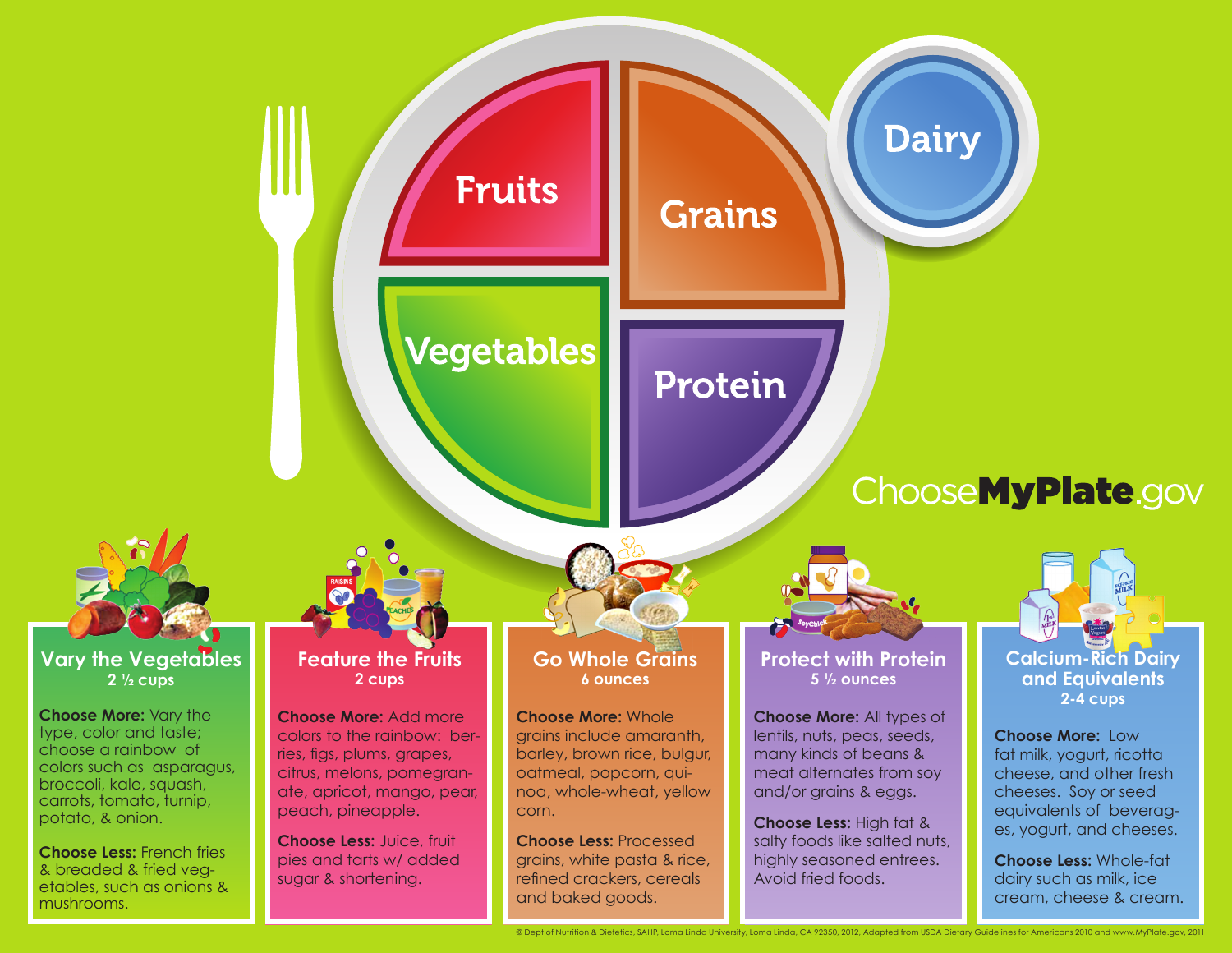Fruits

Grains

Dairy

Vegetables

Protein

ChooseMyPlate.gov

## Vary the Vegetables
**2 ½ cups**

**Choose More:** Vary the type, color and taste; choose a rainbow of colors such as asparagus, broccoli, kale, squash, carrots, tomato, turnip, potato, & onion.

**Choose Less:** French fries & breaded & fried vegetables, such as onions & mushrooms.

## Feature the Fruits
**2 cups**

**Choose More:** Add more colors to the rainbow: berries, figs, plums, grapes, citrus, melons, pomegranate, apricot, mango, pear, peach, pineapple.

**Choose Less:** Juice, fruit pies and tarts w/ added sugar & shortening.

## Go Whole Grains
**6 ounces**

**Choose More:** Whole grains include amaranth, barley, brown rice, bulgur, oatmeal, popcorn, quinoa, whole-wheat, yellow corn.

**Choose Less:** Processed grains, white pasta & rice, refined crackers, cereals and baked goods.

## Protect with Protein
**5 ½ ounces**

**Choose More:** All types of lentils, nuts, peas, seeds, many kinds of beans & meat alternates from soy and/or grains & eggs.

**Choose Less:** High fat & salty foods like salted nuts, highly seasoned entrees. Avoid fried foods.

## Calcium-Rich Dairy and Equivalents
**2-4 cups**

**Choose More:** Low fat milk, yogurt, ricotta cheese, and other fresh cheeses. Soy or seed equivalents of beverages, yogurt, and cheeses.

**Choose Less:** Whole-fat dairy such as milk, ice cream, cheese & cream.

© Dept of Nutrition & Dietetics, SAHP, Loma Linda University, Loma Linda, CA 92350, 2012, Adapted from USDA Dietary Guidelines for Americans 2010 and www.MyPlate.gov, 2011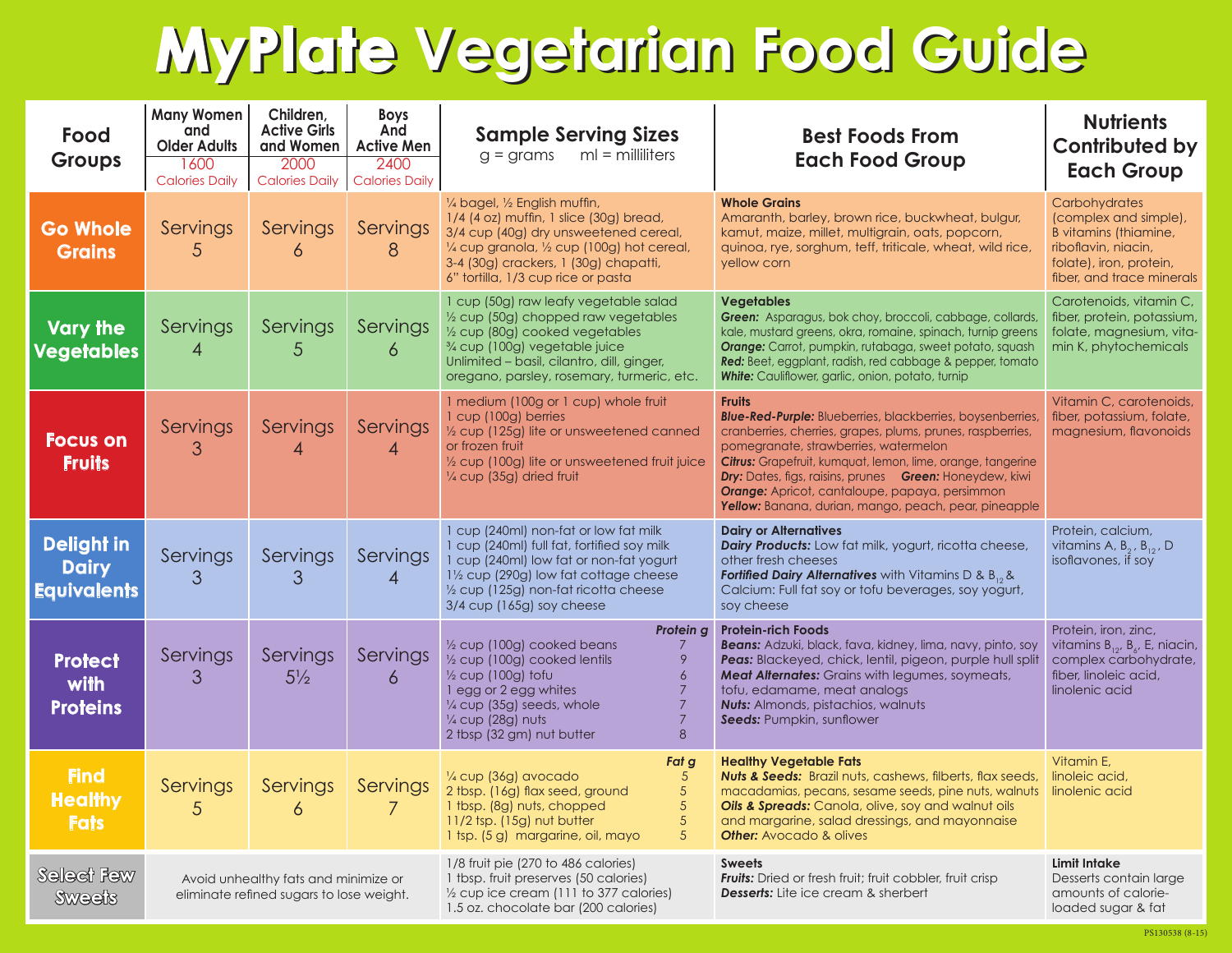# MyPlate Vegetarian Food Guide

| Food Groups | Many Women and Older Adults 1600 Calories Daily | Children, Active Girls and Women 2000 Calories Daily | Boys And Active Men 2400 Calories Daily | Sample Serving Sizes g = grams ml = milliliters | Best Foods From Each Food Group | Nutrients Contributed by Each Group |
|---|---|---|---|---|---|---|
| **Go Whole Grains** | Servings 5 | Servings 6 | Servings 8 | ¼ bagel, ½ English muffin, 1/4 (4 oz) muffin, 1 slice (30g) bread, 3/4 cup (40g) dry unsweetened cereal, ¼ cup granola, ½ cup (100g) hot cereal, 3-4 (30g) crackers, 1 (30g) chapatti, 6" tortilla, 1/3 cup rice or pasta | **Whole Grains** Amaranth, barley, brown rice, buckwheat, bulgur, kamut, maize, millet, multigrain, oats, popcorn, quinoa, rye, sorghum, teff, triticale, wheat, wild rice, yellow corn | Carbohydrates (complex and simple), B vitamins (thiamine, riboflavin, niacin, folate), iron, protein, fiber, and trace minerals |
| **Vary the Vegetables** | Servings 4 | Servings 5 | Servings 6 | 1 cup (50g) raw leafy vegetable salad<br>½ cup (50g) chopped raw vegetables<br>½ cup (80g) cooked vegetables<br>¾ cup (100g) vegetable juice<br>Unlimited – basil, cilantro, dill, ginger, oregano, parsley, rosemary, turmeric, etc. | **Vegetables**<br>***Green:*** Asparagus, bok choy, broccoli, cabbage, collards, kale, mustard greens, okra, romaine, spinach, turnip greens<br>***Orange:*** Carrot, pumpkin, rutabaga, sweet potato, squash<br>***Red:*** Beet, eggplant, radish, red cabbage & pepper, tomato<br>***White:*** Cauliflower, garlic, onion, potato, turnip | Carotenoids, vitamin C, fiber, protein, potassium, folate, magnesium, vitamin K, phytochemicals |
| **Focus on Fruits** | Servings 3 | Servings 4 | Servings 4 | 1 medium (100g or 1 cup) whole fruit<br>1 cup (100g) berries<br>½ cup (125g) lite or unsweetened canned or frozen fruit<br>½ cup (100g) lite or unsweetened fruit juice<br>¼ cup (35g) dried fruit | **Fruits**<br>***Blue-Red-Purple:*** Blueberries, blackberries, boysenberries, cranberries, cherries, grapes, plums, prunes, raspberries, pomegranate, strawberries, watermelon<br>***Citrus:*** Grapefruit, kumquat, lemon, lime, orange, tangerine<br>***Dry:*** Dates, figs, raisins, prunes ***Green:*** Honeydew, kiwi<br>***Orange:*** Apricot, cantaloupe, papaya, persimmon<br>***Yellow:*** Banana, durian, mango, peach, pear, pineapple | Vitamin C, carotenoids, fiber, potassium, folate, magnesium, flavonoids |
| **Delight in Dairy Equivalents** | Servings 3 | Servings 3 | Servings 4 | 1 cup (240ml) non-fat or low fat milk<br>1 cup (240ml) full fat, fortified soy milk<br>1 cup (240ml) low fat or non-fat yogurt<br>1½ cup (290g) low fat cottage cheese<br>½ cup (125g) non-fat ricotta cheese<br>3/4 cup (165g) soy cheese | **Dairy or Alternatives**<br>***Dairy Products:*** Low fat milk, yogurt, ricotta cheese, other fresh cheeses<br>***Fortified Dairy Alternatives*** with Vitamins D & $B_{12}$ & Calcium: Full fat soy or tofu beverages, soy yogurt, soy cheese | Protein, calcium, vitamins A, $B_2$, $B_{12}$, D isoflavones, if soy |
| **Protect with Proteins** | Servings 3 | Servings 5½ | Servings 6 | ***Protein g***<br>½ cup (100g) cooked beans 7<br>½ cup (100g) cooked lentils 9<br>½ cup (100g) tofu 6<br>1 egg or 2 egg whites 7<br>¼ cup (35g) seeds, whole 7<br>¼ cup (28g) nuts 7<br>2 tbsp (32 gm) nut butter 8 | **Protein-rich Foods**<br>***Beans:*** Adzuki, black, fava, kidney, lima, navy, pinto, soy<br>***Peas:*** Blackeyed, chick, lentil, pigeon, purple hull split<br>***Meat Alternates:*** Grains with legumes, soymeats, tofu, edamame, meat analogs<br>***Nuts:*** Almonds, pistachios, walnuts<br>***Seeds:*** Pumpkin, sunflower | Protein, iron, zinc, vitamins $B_{12}$, $B_6$, E, niacin, complex carbohydrate, fiber, linoleic acid, linolenic acid |
| **Find Healthy Fats** | Servings 5 | Servings 6 | Servings 7 | ***Fat g***<br>¼ cup (36g) avocado 5<br>2 tbsp. (16g) flax seed, ground 5<br>1 tbsp. (8g) nuts, chopped 5<br>11/2 tsp. (15g) nut butter 5<br>1 tsp. (5 g) margarine, oil, mayo 5 | **Healthy Vegetable Fats**<br>***Nuts & Seeds:*** Brazil nuts, cashews, filberts, flax seeds, macadamias, pecans, sesame seeds, pine nuts, walnuts<br>***Oils & Spreads:*** Canola, olive, soy and walnut oils and margarine, salad dressings, and mayonnaise<br>***Other:*** Avocado & olives | Vitamin E, linoleic acid, linolenic acid |
| **Select Few Sweets** | Avoid unhealthy fats and minimize or eliminate refined sugars to lose weight. | | | 1/8 fruit pie (270 to 486 calories)<br>1 tbsp. fruit preserves (50 calories)<br>½ cup ice cream (111 to 377 calories)<br>1.5 oz. chocolate bar (200 calories) | **Sweets**<br>***Fruits:*** Dried or fresh fruit; fruit cobbler, fruit crisp<br>***Desserts:*** Lite ice cream & sherbert | **Limit Intake**<br>Desserts contain large amounts of calorie-loaded sugar & fat |

PS130538 (8-15)